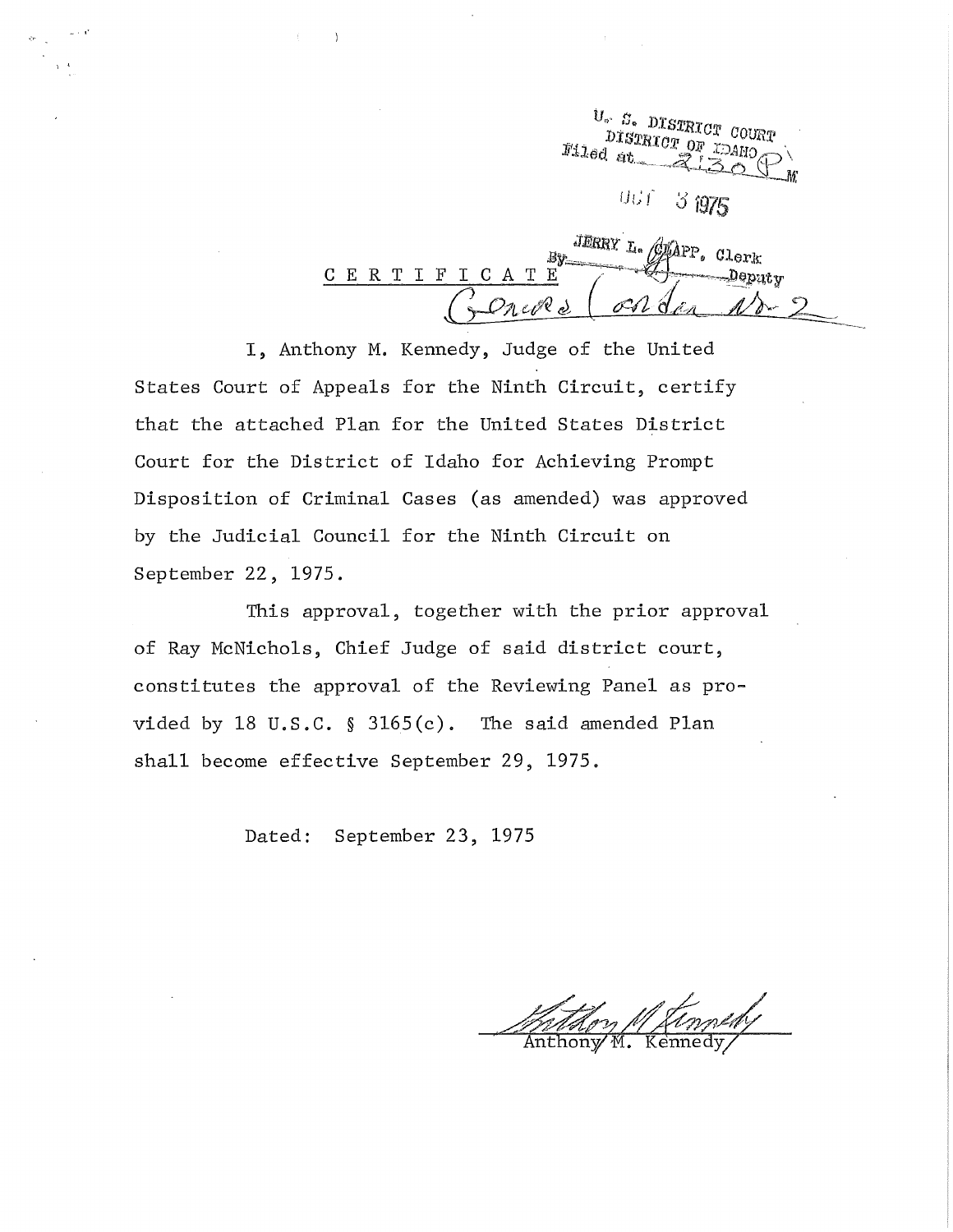U. S. DISTRICT COURT
DISTRICT OF IDAHO
Filed at 2:30 P M

OCT 3 1975

JERRY L. CLAPP, Clerk
By __________ Deputy

# CERTIFICATE

General Order No. 2

I, Anthony M. Kennedy, Judge of the United States Court of Appeals for the Ninth Circuit, certify that the attached Plan for the United States District Court for the District of Idaho for Achieving Prompt Disposition of Criminal Cases (as amended) was approved by the Judicial Council for the Ninth Circuit on September 22, 1975.

This approval, together with the prior approval of Ray McNichols, Chief Judge of said district court, constitutes the approval of the Reviewing Panel as provided by 18 U.S.C. § 3165(c). The said amended Plan shall become effective September 29, 1975.

Dated: September 23, 1975

Anthony M. Kennedy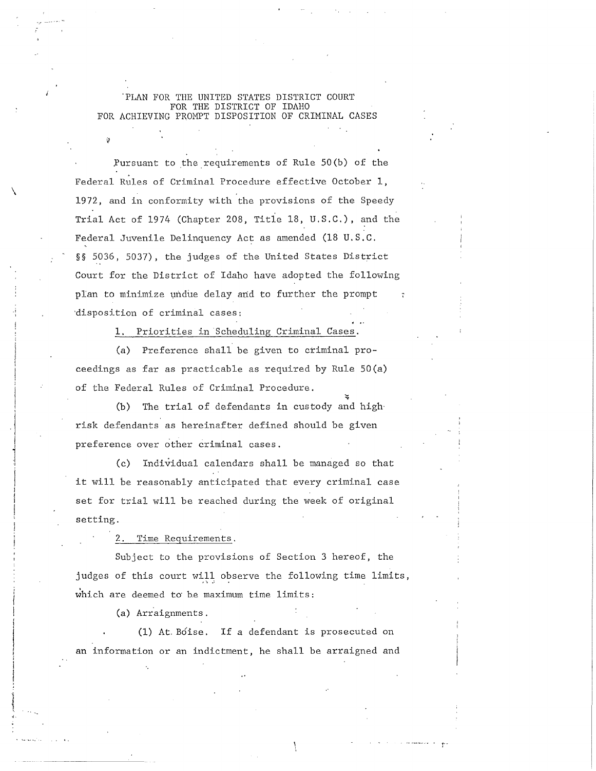PLAN FOR THE UNITED STATES DISTRICT COURT
FOR THE DISTRICT OF IDAHO
FOR ACHIEVING PROMPT DISPOSITION OF CRIMINAL CASES

Pursuant to the requirements of Rule 50(b) of the Federal Rules of Criminal Procedure effective October 1, 1972, and in conformity with the provisions of the Speedy Trial Act of 1974 (Chapter 208, Title 18, U.S.C.), and the Federal Juvenile Delinquency Act as amended (18 U.S.C. §§ 5036, 5037), the judges of the United States District Court for the District of Idaho have adopted the following plan to minimize undue delay and to further the prompt disposition of criminal cases:

1. Priorities in Scheduling Criminal Cases.

(a) Preference shall be given to criminal proceedings as far as practicable as required by Rule 50(a) of the Federal Rules of Criminal Procedure.

(b) The trial of defendants in custody and high-risk defendants as hereinafter defined should be given preference over other criminal cases.

(c) Individual calendars shall be managed so that it will be reasonably anticipated that every criminal case set for trial will be reached during the week of original setting.

2. Time Requirements.

Subject to the provisions of Section 3 hereof, the judges of this court will observe the following time limits, which are deemed to be maximum time limits:

(a) Arraignments.

(1) At Boise. If a defendant is prosecuted on an information or an indictment, he shall be arraigned and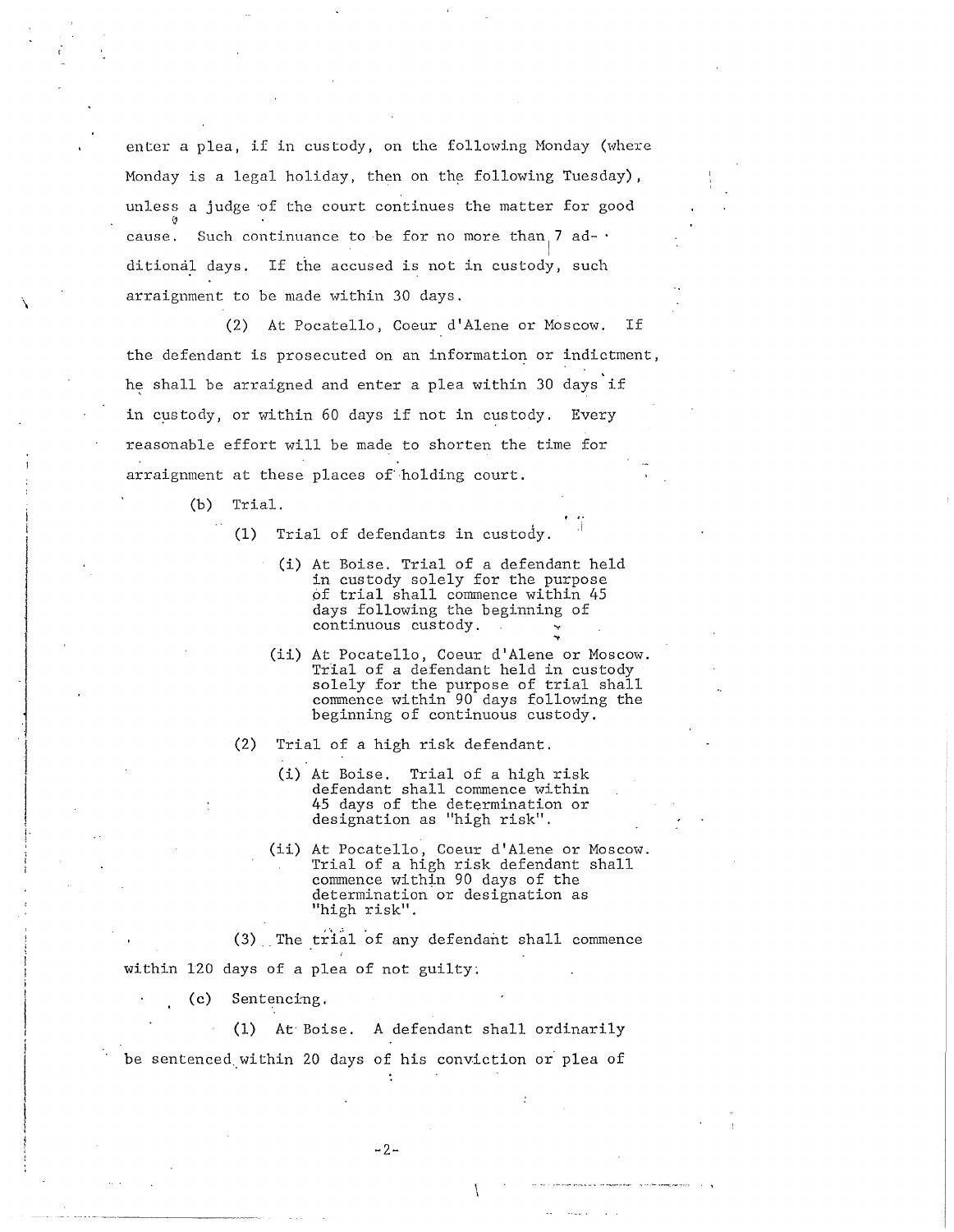enter a plea, if in custody, on the following Monday (where Monday is a legal holiday, then on the following Tuesday), unless a judge of the court continues the matter for good cause. Such continuance to be for no more than 7 additional days. If the accused is not in custody, such arraignment to be made within 30 days.

(2) At Pocatello, Coeur d'Alene or Moscow. If the defendant is prosecuted on an information or indictment, he shall be arraigned and enter a plea within 30 days if in custody, or within 60 days if not in custody. Every reasonable effort will be made to shorten the time for arraignment at these places of holding court.

(b) Trial.

(1) Trial of defendants in custody.

(i) At Boise. Trial of a defendant held in custody solely for the purpose of trial shall commence within 45 days following the beginning of continuous custody.

(ii) At Pocatello, Coeur d'Alene or Moscow. Trial of a defendant held in custody solely for the purpose of trial shall commence within 90 days following the beginning of continuous custody.

(2) Trial of a high risk defendant.

(i) At Boise. Trial of a high risk defendant shall commence within 45 days of the determination or designation as "high risk".

(ii) At Pocatello, Coeur d'Alene or Moscow. Trial of a high risk defendant shall commence within 90 days of the determination or designation as "high risk".

(3) The trial of any defendant shall commence within 120 days of a plea of not guilty.

(c) Sentencing.

(1) At Boise. A defendant shall ordinarily be sentenced within 20 days of his conviction or plea of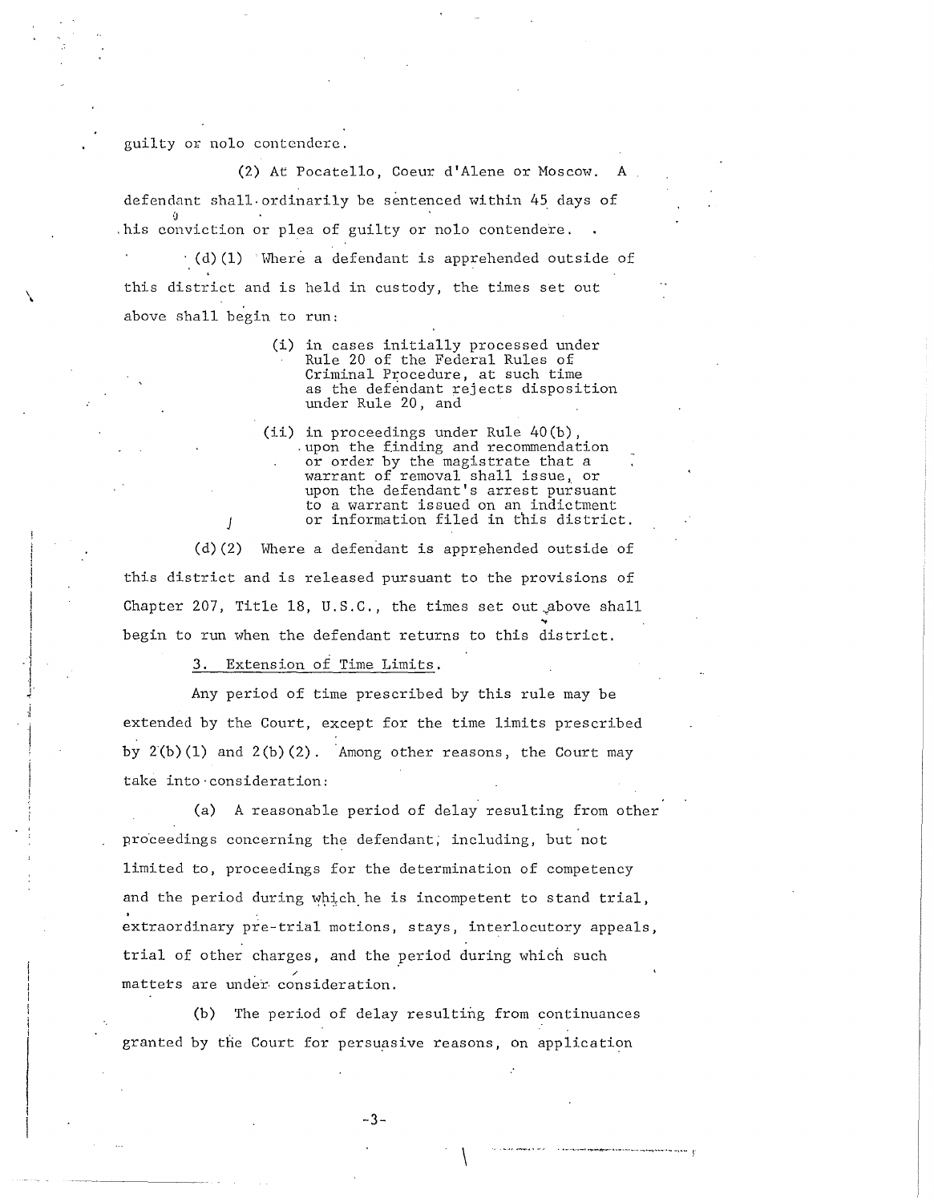guilty or nolo contendere.

(2) At Pocatello, Coeur d'Alene or Moscow. A defendant shall ordinarily be sentenced within 45 days of his conviction or plea of guilty or nolo contendere.

(d)(1) Where a defendant is apprehended outside of this district and is held in custody, the times set out above shall begin to run:

> (i) in cases initially processed under Rule 20 of the Federal Rules of Criminal Procedure, at such time as the defendant rejects disposition under Rule 20, and
>
> (ii) in proceedings under Rule 40(b), upon the finding and recommendation or order by the magistrate that a warrant of removal shall issue, or upon the defendant's arrest pursuant to a warrant issued on an indictment or information filed in this district.

(d)(2) Where a defendant is apprehended outside of this district and is released pursuant to the provisions of Chapter 207, Title 18, U.S.C., the times set out above shall begin to run when the defendant returns to this district.

3. Extension of Time Limits.

Any period of time prescribed by this rule may be extended by the Court, except for the time limits prescribed by 2(b)(1) and 2(b)(2). Among other reasons, the Court may take into consideration:

(a) A reasonable period of delay resulting from other proceedings concerning the defendant, including, but not limited to, proceedings for the determination of competency and the period during which he is incompetent to stand trial, extraordinary pre-trial motions, stays, interlocutory appeals, trial of other charges, and the period during which such matters are under consideration.

(b) The period of delay resulting from continuances granted by the Court for persuasive reasons, on application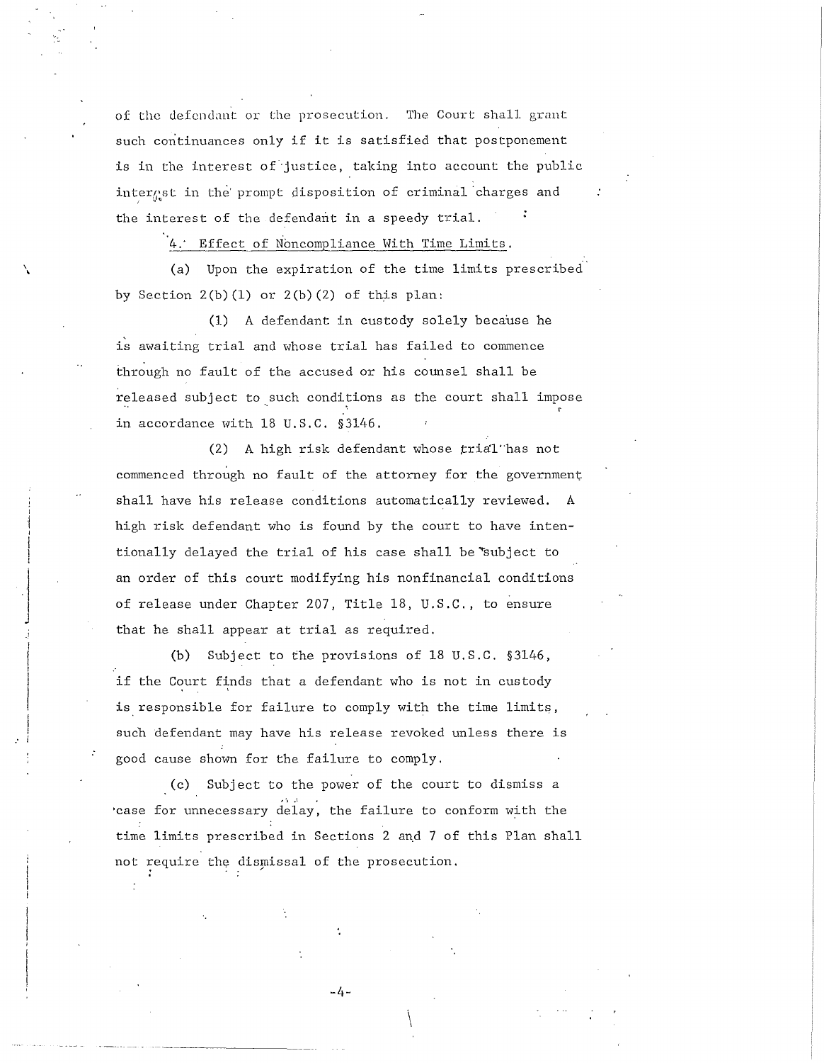of the defendant or the prosecution. The Court shall grant such continuances only if it is satisfied that postponement is in the interest of justice, taking into account the public interest in the prompt disposition of criminal charges and the interest of the defendant in a speedy trial.

4. Effect of Noncompliance With Time Limits.

(a) Upon the expiration of the time limits prescribed by Section 2(b)(1) or 2(b)(2) of this plan:

(1) A defendant in custody solely because he is awaiting trial and whose trial has failed to commence through no fault of the accused or his counsel shall be released subject to such conditions as the court shall impose in accordance with 18 U.S.C. §3146.

(2) A high risk defendant whose trial has not commenced through no fault of the attorney for the government shall have his release conditions automatically reviewed. A high risk defendant who is found by the court to have intentionally delayed the trial of his case shall be subject to an order of this court modifying his nonfinancial conditions of release under Chapter 207, Title 18, U.S.C., to ensure that he shall appear at trial as required.

(b) Subject to the provisions of 18 U.S.C. §3146, if the Court finds that a defendant who is not in custody is responsible for failure to comply with the time limits, such defendant may have his release revoked unless there is good cause shown for the failure to comply.

(c) Subject to the power of the court to dismiss a case for unnecessary delay, the failure to conform with the time limits prescribed in Sections 2 and 7 of this Plan shall not require the dismissal of the prosecution.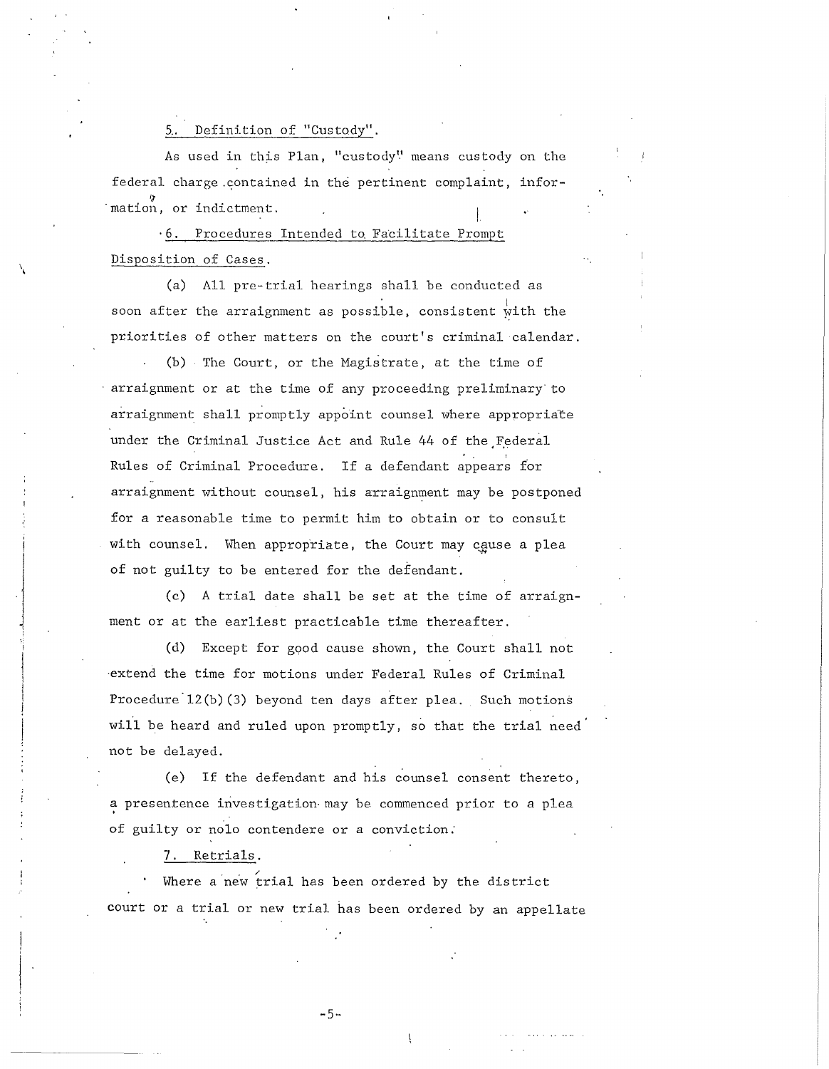5. Definition of "Custody".

As used in this Plan, "custody" means custody on the federal charge contained in the pertinent complaint, information, or indictment.

6. Procedures Intended to Facilitate Prompt Disposition of Cases.

(a) All pre-trial hearings shall be conducted as soon after the arraignment as possible, consistent with the priorities of other matters on the court's criminal calendar.

(b) The Court, or the Magistrate, at the time of arraignment or at the time of any proceeding preliminary to arraignment shall promptly appoint counsel where appropriate under the Criminal Justice Act and Rule 44 of the Federal Rules of Criminal Procedure. If a defendant appears for arraignment without counsel, his arraignment may be postponed for a reasonable time to permit him to obtain or to consult with counsel. When appropriate, the Court may cause a plea of not guilty to be entered for the defendant.

(c) A trial date shall be set at the time of arraignment or at the earliest practicable time thereafter.

(d) Except for good cause shown, the Court shall not extend the time for motions under Federal Rules of Criminal Procedure 12(b)(3) beyond ten days after plea. Such motions will be heard and ruled upon promptly, so that the trial need not be delayed.

(e) If the defendant and his counsel consent thereto, a presentence investigation may be commenced prior to a plea of guilty or nolo contendere or a conviction.

7. Retrials.

Where a new trial has been ordered by the district court or a trial or new trial has been ordered by an appellate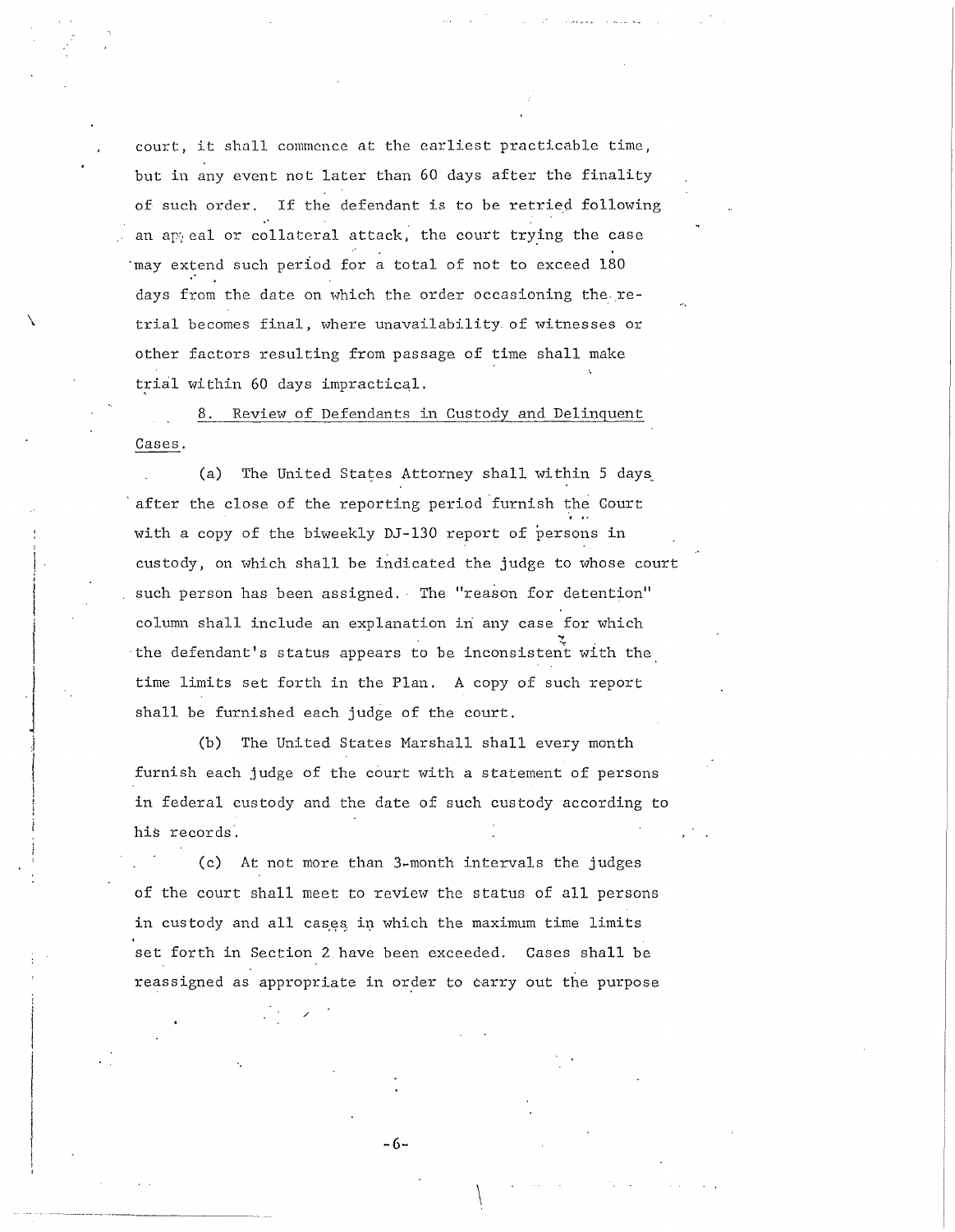court, it shall commence at the earliest practicable time, but in any event not later than 60 days after the finality of such order. If the defendant is to be retried following an appeal or collateral attack, the court trying the case may extend such period for a total of not to exceed 180 days from the date on which the order occasioning the retrial becomes final, where unavailability of witnesses or other factors resulting from passage of time shall make trial within 60 days impractical.

8. Review of Defendants in Custody and Delinquent Cases.

(a) The United States Attorney shall within 5 days after the close of the reporting period furnish the Court with a copy of the biweekly DJ-130 report of persons in custody, on which shall be indicated the judge to whose court such person has been assigned. The "reason for detention" column shall include an explanation in any case for which the defendant's status appears to be inconsistent with the time limits set forth in the Plan. A copy of such report shall be furnished each judge of the court.

(b) The United States Marshall shall every month furnish each judge of the court with a statement of persons in federal custody and the date of such custody according to his records.

(c) At not more than 3-month intervals the judges of the court shall meet to review the status of all persons in custody and all cases in which the maximum time limits set forth in Section 2 have been exceeded. Cases shall be reassigned as appropriate in order to carry out the purpose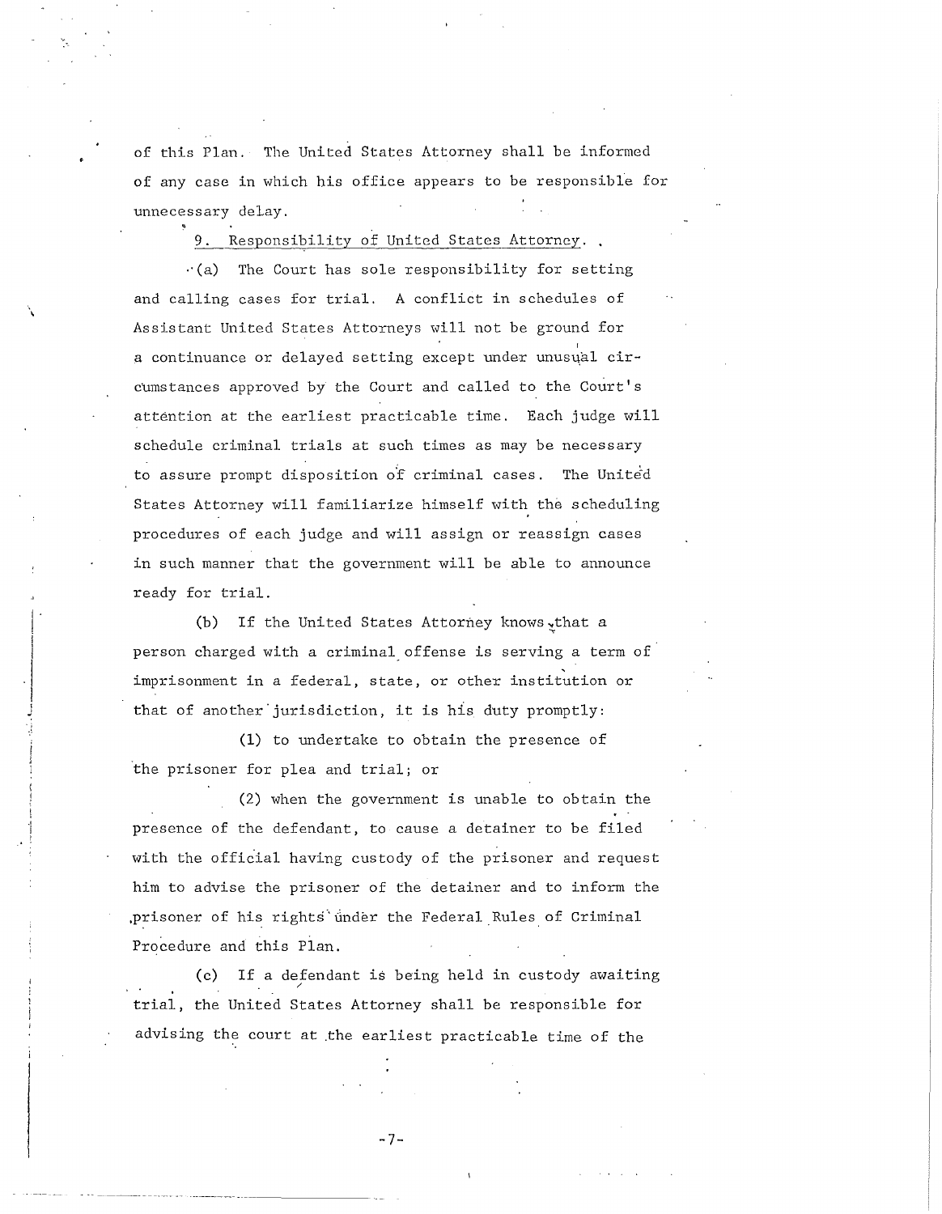of this Plan. The United States Attorney shall be informed of any case in which his office appears to be responsible for unnecessary delay.

9. Responsibility of United States Attorney.

(a) The Court has sole responsibility for setting and calling cases for trial. A conflict in schedules of Assistant United States Attorneys will not be ground for a continuance or delayed setting except under unusual circumstances approved by the Court and called to the Court's attention at the earliest practicable time. Each judge will schedule criminal trials at such times as may be necessary to assure prompt disposition of criminal cases. The United States Attorney will familiarize himself with the scheduling procedures of each judge and will assign or reassign cases in such manner that the government will be able to announce ready for trial.

(b) If the United States Attorney knows that a person charged with a criminal offense is serving a term of imprisonment in a federal, state, or other institution or that of another jurisdiction, it is his duty promptly:

(1) to undertake to obtain the presence of the prisoner for plea and trial; or

(2) when the government is unable to obtain the presence of the defendant, to cause a detainer to be filed with the official having custody of the prisoner and request him to advise the prisoner of the detainer and to inform the prisoner of his rights under the Federal Rules of Criminal Procedure and this Plan.

(c) If a defendant is being held in custody awaiting trial, the United States Attorney shall be responsible for advising the court at the earliest practicable time of the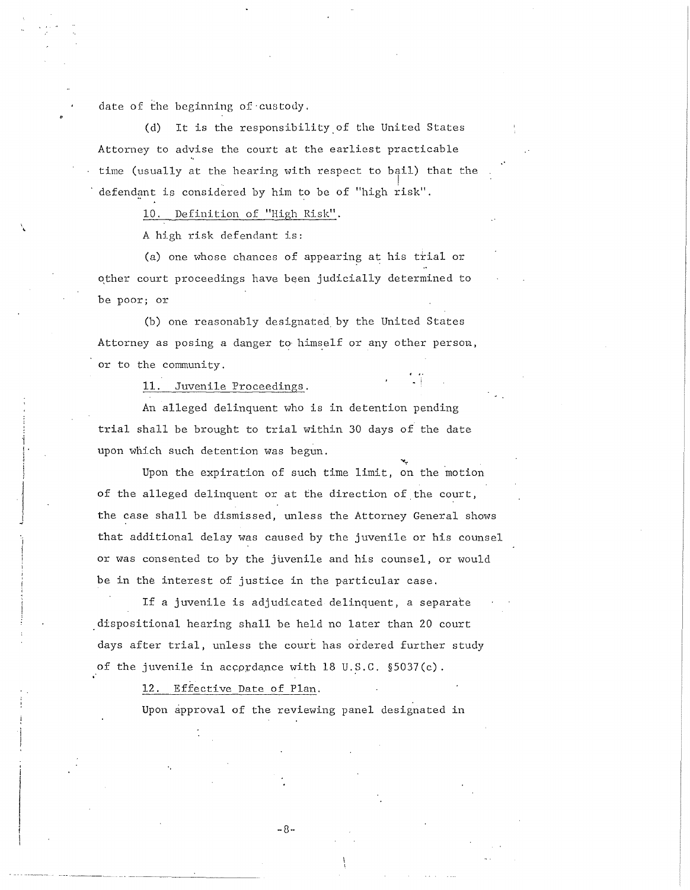date of the beginning of custody.

(d) It is the responsibility of the United States Attorney to advise the court at the earliest practicable time (usually at the hearing with respect to bail) that the defendant is considered by him to be of "high risk".

10. Definition of "High Risk".

A high risk defendant is:

(a) one whose chances of appearing at his trial or other court proceedings have been judicially determined to be poor; or

(b) one reasonably designated by the United States Attorney as posing a danger to himself or any other person, or to the community.

11. Juvenile Proceedings.

An alleged delinquent who is in detention pending trial shall be brought to trial within 30 days of the date upon which such detention was begun.

Upon the expiration of such time limit, on the motion of the alleged delinquent or at the direction of the court, the case shall be dismissed, unless the Attorney General shows that additional delay was caused by the juvenile or his counsel or was consented to by the juvenile and his counsel, or would be in the interest of justice in the particular case.

If a juvenile is adjudicated delinquent, a separate dispositional hearing shall be held no later than 20 court days after trial, unless the court has ordered further study of the juvenile in accordance with 18 U.S.C. §5037(c).

12. Effective Date of Plan.

Upon approval of the reviewing panel designated in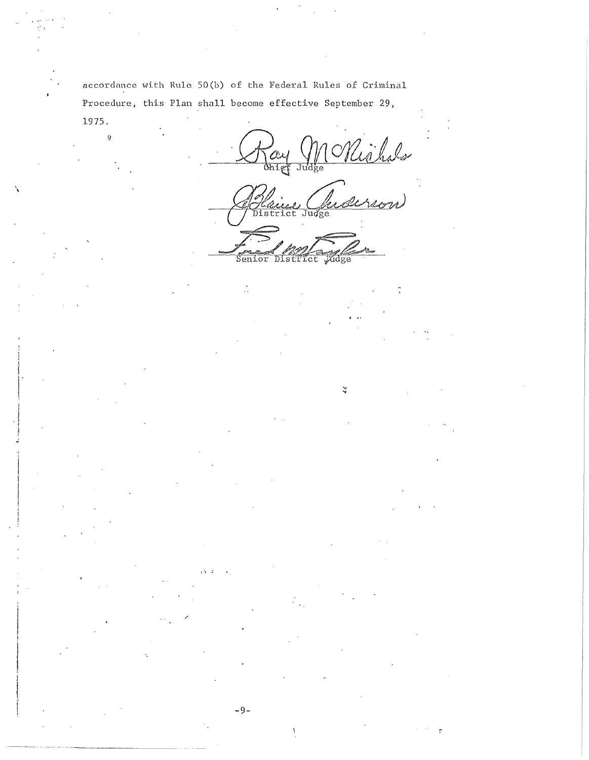accordance with Rule 50(b) of the Federal Rules of Criminal Procedure, this Plan shall become effective September 29, 1975.

Ray McNichols
Chief Judge

Blaine Anderson
District Judge

Fred M. Taylor
Senior District Judge